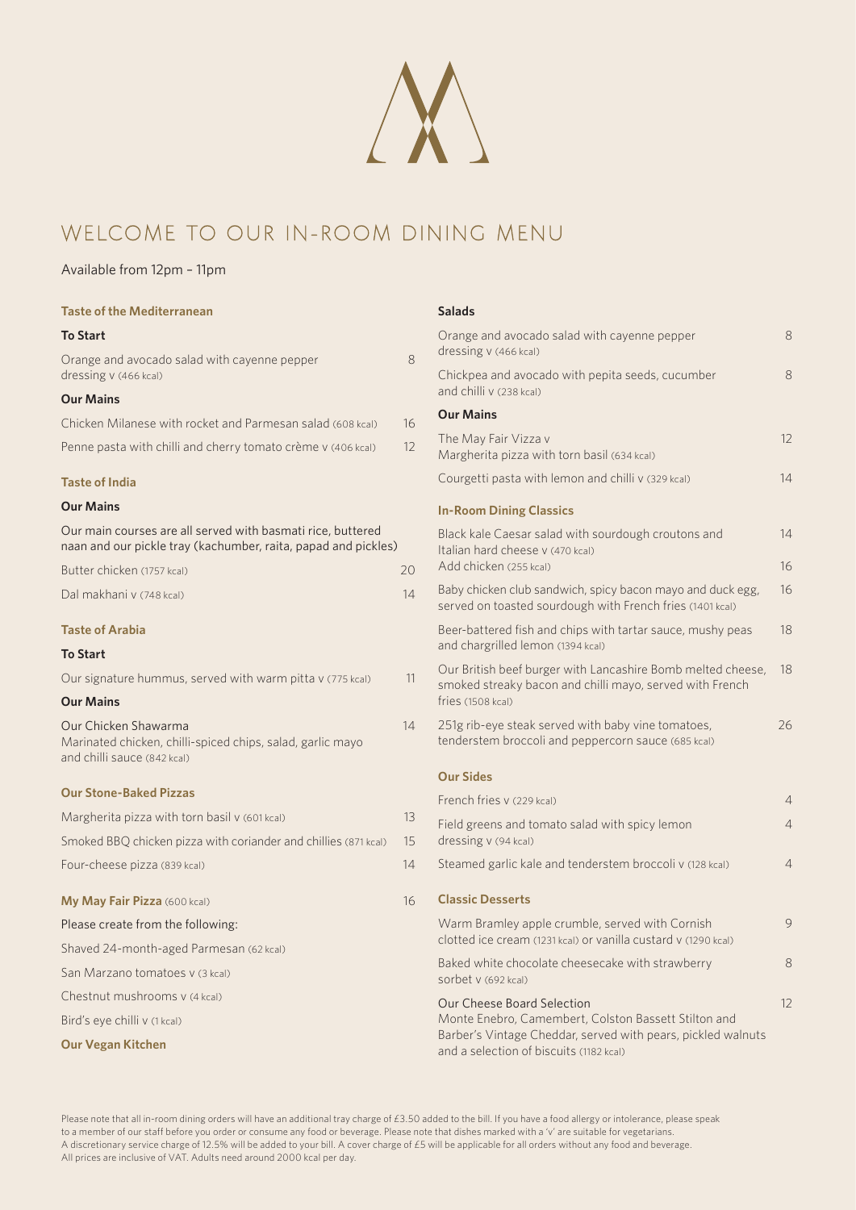# WELCOME TO OUR IN-ROOM DINING MENU

Available from 12pm – 11pm

## Taste of the Mediterranean

### To Start

Orange and avocado salad with cayenne pepper dressing v (466 kcal) — 8

### Our Mains

Chicken Milanese with rocket and Parmesan salad (608 kcal) — 16

Penne pasta with chilli and cherry tomato crème v (406 kcal) — 12

## Taste of India

### Our Mains

Our main courses are all served with basmati rice, buttered naan and our pickle tray (kachumber, raita, papad and pickles)

Butter chicken (1757 kcal) — 20

Dal makhani v (748 kcal) — 14

## Taste of Arabia

### To Start

Our signature hummus, served with warm pitta v (775 kcal) — 11

### Our Mains

Our Chicken Shawarma
Marinated chicken, chilli-spiced chips, salad, garlic mayo and chilli sauce (842 kcal) — 14

## Our Stone-Baked Pizzas

Margherita pizza with torn basil v (601 kcal) — 13

Smoked BBQ chicken pizza with coriander and chillies (871 kcal) — 15

Four-cheese pizza (839 kcal) — 14

## My May Fair Pizza (600 kcal) — 16

Please create from the following:

Shaved 24-month-aged Parmesan (62 kcal)

San Marzano tomatoes v (3 kcal)

Chestnut mushrooms v (4 kcal)

Bird's eye chilli v (1 kcal)

## Our Vegan Kitchen

### Salads

Orange and avocado salad with cayenne pepper dressing v (466 kcal) — 8

Chickpea and avocado with pepita seeds, cucumber and chilli v (238 kcal) — 8

### Our Mains

The May Fair Vizza v
Margherita pizza with torn basil (634 kcal) — 12

Courgetti pasta with lemon and chilli v (329 kcal) — 14

## In-Room Dining Classics

Black kale Caesar salad with sourdough croutons and Italian hard cheese v (470 kcal) — 14
Add chicken (255 kcal) — 16

Baby chicken club sandwich, spicy bacon mayo and duck egg, served on toasted sourdough with French fries (1401 kcal) — 16

Beer-battered fish and chips with tartar sauce, mushy peas and chargrilled lemon (1394 kcal) — 18

Our British beef burger with Lancashire Bomb melted cheese, smoked streaky bacon and chilli mayo, served with French fries (1508 kcal) — 18

251g rib-eye steak served with baby vine tomatoes, tenderstem broccoli and peppercorn sauce (685 kcal) — 26

## Our Sides

French fries v (229 kcal) — 4

Field greens and tomato salad with spicy lemon dressing v (94 kcal) — 4

Steamed garlic kale and tenderstem broccoli v (128 kcal) — 4

## Classic Desserts

Warm Bramley apple crumble, served with Cornish clotted ice cream (1231 kcal) or vanilla custard v (1290 kcal) — 9

Baked white chocolate cheesecake with strawberry sorbet v (692 kcal) — 8

Our Cheese Board Selection
Monte Enebro, Camembert, Colston Bassett Stilton and Barber's Vintage Cheddar, served with pears, pickled walnuts and a selection of biscuits (1182 kcal) — 12

Please note that all in-room dining orders will have an additional tray charge of £3.50 added to the bill. If you have a food allergy or intolerance, please speak to a member of our staff before you order or consume any food or beverage. Please note that dishes marked with a 'v' are suitable for vegetarians.
A discretionary service charge of 12.5% will be added to your bill. A cover charge of £5 will be applicable for all orders without any food and beverage.
All prices are inclusive of VAT. Adults need around 2000 kcal per day.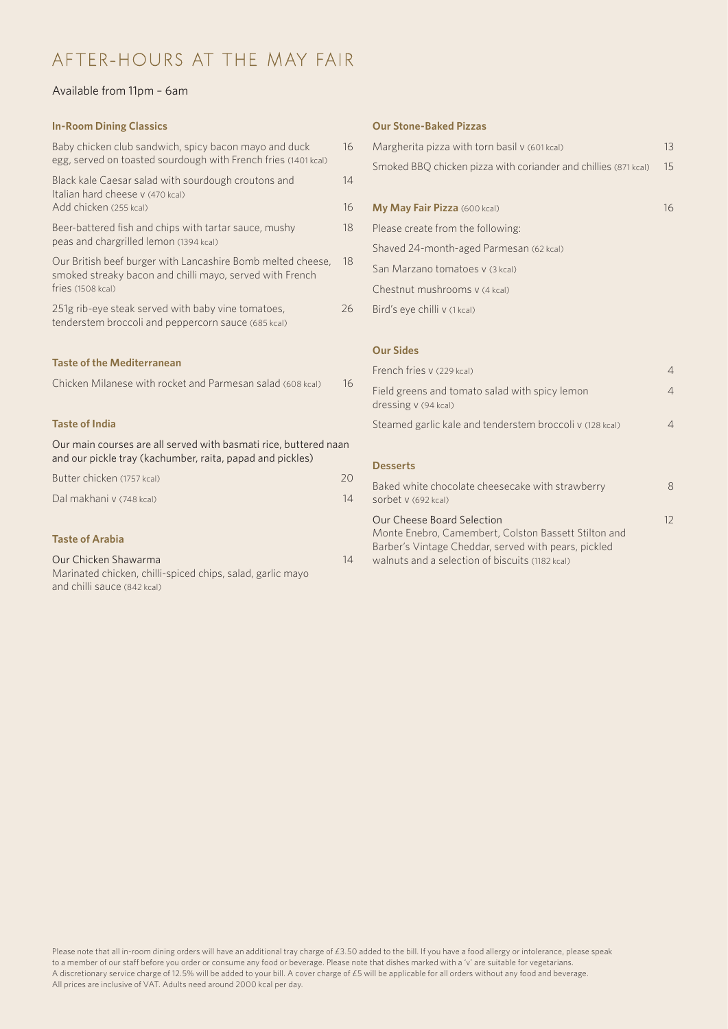# AFTER-HOURS AT THE MAY FAIR

Available from 11pm – 6am

### In-Room Dining Classics

| | |
|---|---|
| Baby chicken club sandwich, spicy bacon mayo and duck egg, served on toasted sourdough with French fries (1401 kcal) | 16 |
| Black kale Caesar salad with sourdough croutons and Italian hard cheese v (470 kcal) | 14 |
| Add chicken (255 kcal) | 16 |
| Beer-battered fish and chips with tartar sauce, mushy peas and chargrilled lemon (1394 kcal) | 18 |
| Our British beef burger with Lancashire Bomb melted cheese, smoked streaky bacon and chilli mayo, served with French fries (1508 kcal) | 18 |
| 251g rib-eye steak served with baby vine tomatoes, tenderstem broccoli and peppercorn sauce (685 kcal) | 26 |

### Taste of the Mediterranean

| | |
|---|---|
| Chicken Milanese with rocket and Parmesan salad (608 kcal) | 16 |

### Taste of India

Our main courses are all served with basmati rice, buttered naan and our pickle tray (kachumber, raita, papad and pickles)

| | |
|---|---|
| Butter chicken (1757 kcal) | 20 |
| Dal makhani v (748 kcal) | 14 |

### Taste of Arabia

| | |
|---|---|
| Our Chicken Shawarma<br>Marinated chicken, chilli-spiced chips, salad, garlic mayo and chilli sauce (842 kcal) | 14 |

### Our Stone-Baked Pizzas

| | |
|---|---|
| Margherita pizza with torn basil v (601 kcal) | 13 |
| Smoked BBQ chicken pizza with coriander and chillies (871 kcal) | 15 |

**My May Fair Pizza** (600 kcal) 16

Please create from the following:

Shaved 24-month-aged Parmesan (62 kcal)

San Marzano tomatoes v (3 kcal)

Chestnut mushrooms v (4 kcal)

Bird's eye chilli v (1 kcal)

### Our Sides

| | |
|---|---|
| French fries v (229 kcal) | 4 |
| Field greens and tomato salad with spicy lemon dressing v (94 kcal) | 4 |
| Steamed garlic kale and tenderstem broccoli v (128 kcal) | 4 |

### Desserts

| | |
|---|---|
| Baked white chocolate cheesecake with strawberry sorbet v (692 kcal) | 8 |
| Our Cheese Board Selection<br>Monte Enebro, Camembert, Colston Bassett Stilton and Barber's Vintage Cheddar, served with pears, pickled walnuts and a selection of biscuits (1182 kcal) | 12 |

Please note that all in-room dining orders will have an additional tray charge of £3.50 added to the bill. If you have a food allergy or intolerance, please speak to a member of our staff before you order or consume any food or beverage. Please note that dishes marked with a 'v' are suitable for vegetarians.
A discretionary service charge of 12.5% will be added to your bill. A cover charge of £5 will be applicable for all orders without any food and beverage.
All prices are inclusive of VAT. Adults need around 2000 kcal per day.